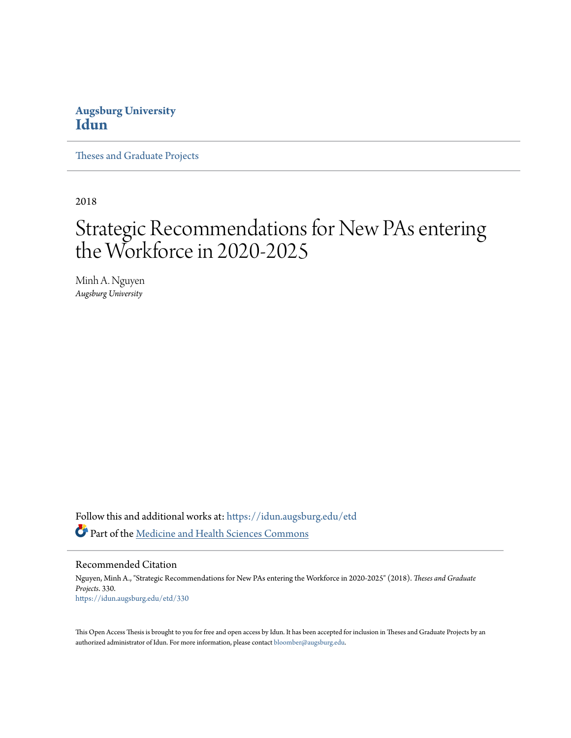**Augsburg University**
**Idun**

Theses and Graduate Projects

2018

# Strategic Recommendations for New PAs entering the Workforce in 2020-2025

Minh A. Nguyen
*Augsburg University*

Follow this and additional works at: https://idun.augsburg.edu/etd

Part of the Medicine and Health Sciences Commons

## Recommended Citation

Nguyen, Minh A., "Strategic Recommendations for New PAs entering the Workforce in 2020-2025" (2018). *Theses and Graduate Projects*. 330.
https://idun.augsburg.edu/etd/330

This Open Access Thesis is brought to you for free and open access by Idun. It has been accepted for inclusion in Theses and Graduate Projects by an authorized administrator of Idun. For more information, please contact bloomber@augsburg.edu.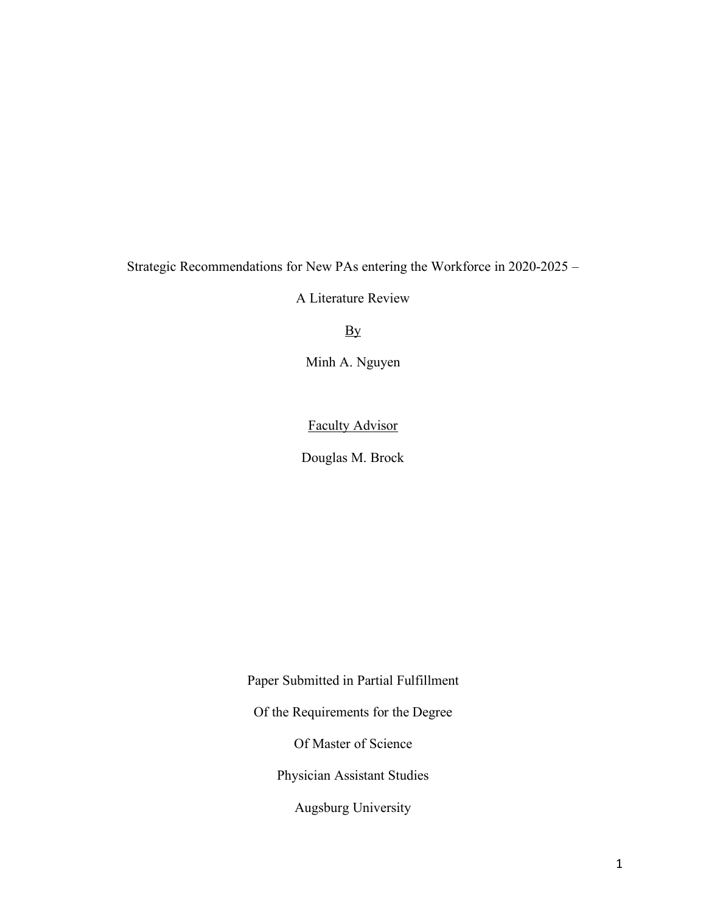Strategic Recommendations for New PAs entering the Workforce in 2020-2025 –

A Literature Review

By

Minh A. Nguyen

Faculty Advisor

Douglas M. Brock

Paper Submitted in Partial Fulfillment

Of the Requirements for the Degree

Of Master of Science

Physician Assistant Studies

Augsburg University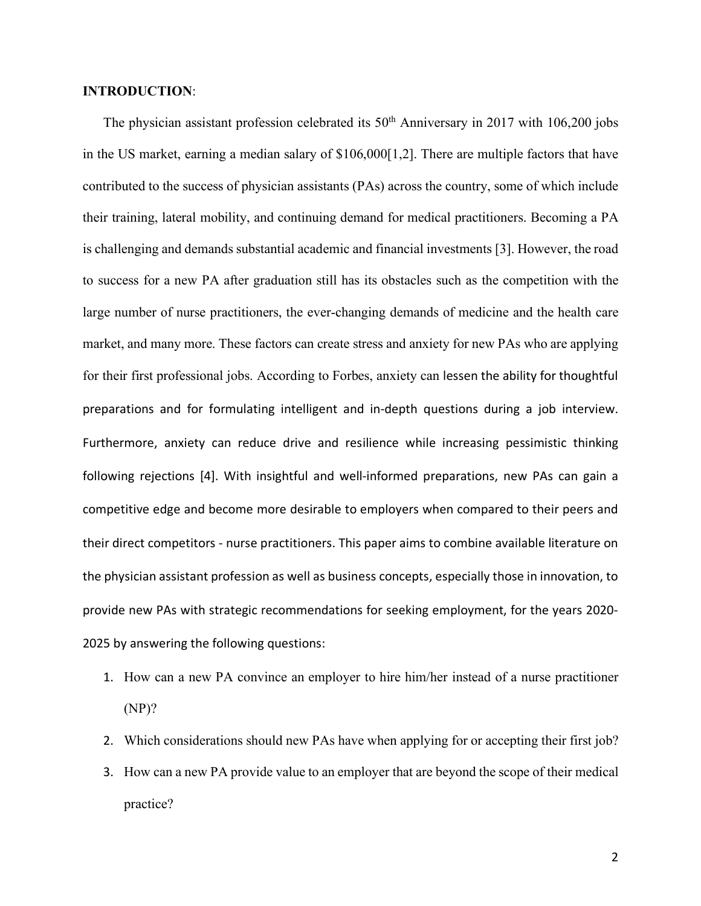**INTRODUCTION**:

The physician assistant profession celebrated its 50th Anniversary in 2017 with 106,200 jobs in the US market, earning a median salary of $106,000[1,2]. There are multiple factors that have contributed to the success of physician assistants (PAs) across the country, some of which include their training, lateral mobility, and continuing demand for medical practitioners. Becoming a PA is challenging and demands substantial academic and financial investments [3]. However, the road to success for a new PA after graduation still has its obstacles such as the competition with the large number of nurse practitioners, the ever-changing demands of medicine and the health care market, and many more. These factors can create stress and anxiety for new PAs who are applying for their first professional jobs. According to Forbes, anxiety can lessen the ability for thoughtful preparations and for formulating intelligent and in-depth questions during a job interview. Furthermore, anxiety can reduce drive and resilience while increasing pessimistic thinking following rejections [4]. With insightful and well-informed preparations, new PAs can gain a competitive edge and become more desirable to employers when compared to their peers and their direct competitors - nurse practitioners. This paper aims to combine available literature on the physician assistant profession as well as business concepts, especially those in innovation, to provide new PAs with strategic recommendations for seeking employment, for the years 2020-2025 by answering the following questions:

1. How can a new PA convince an employer to hire him/her instead of a nurse practitioner (NP)?
2. Which considerations should new PAs have when applying for or accepting their first job?
3. How can a new PA provide value to an employer that are beyond the scope of their medical practice?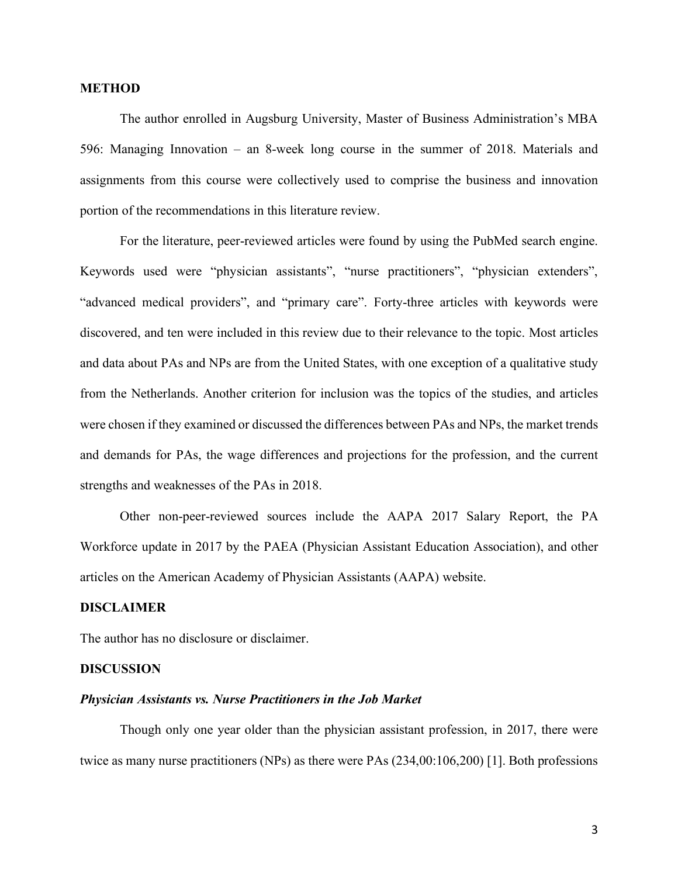## METHOD

The author enrolled in Augsburg University, Master of Business Administration's MBA 596: Managing Innovation – an 8-week long course in the summer of 2018. Materials and assignments from this course were collectively used to comprise the business and innovation portion of the recommendations in this literature review.

For the literature, peer-reviewed articles were found by using the PubMed search engine. Keywords used were "physician assistants", "nurse practitioners", "physician extenders", "advanced medical providers", and "primary care". Forty-three articles with keywords were discovered, and ten were included in this review due to their relevance to the topic. Most articles and data about PAs and NPs are from the United States, with one exception of a qualitative study from the Netherlands. Another criterion for inclusion was the topics of the studies, and articles were chosen if they examined or discussed the differences between PAs and NPs, the market trends and demands for PAs, the wage differences and projections for the profession, and the current strengths and weaknesses of the PAs in 2018.

Other non-peer-reviewed sources include the AAPA 2017 Salary Report, the PA Workforce update in 2017 by the PAEA (Physician Assistant Education Association), and other articles on the American Academy of Physician Assistants (AAPA) website.

## DISCLAIMER

The author has no disclosure or disclaimer.

## DISCUSSION

### *Physician Assistants vs. Nurse Practitioners in the Job Market*

Though only one year older than the physician assistant profession, in 2017, there were twice as many nurse practitioners (NPs) as there were PAs (234,00:106,200) [1]. Both professions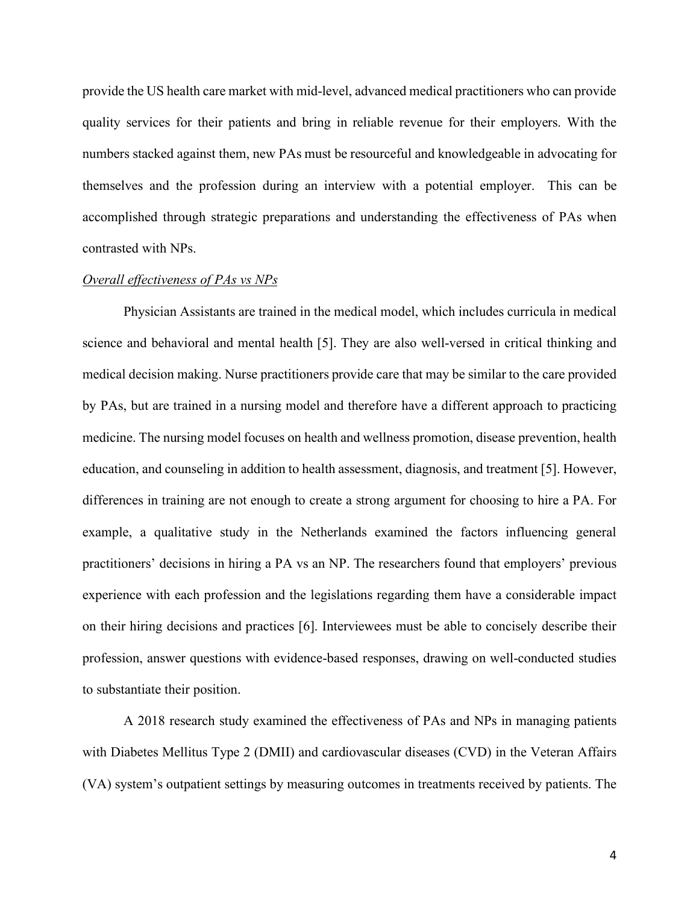provide the US health care market with mid-level, advanced medical practitioners who can provide quality services for their patients and bring in reliable revenue for their employers. With the numbers stacked against them, new PAs must be resourceful and knowledgeable in advocating for themselves and the profession during an interview with a potential employer. This can be accomplished through strategic preparations and understanding the effectiveness of PAs when contrasted with NPs.

*Overall effectiveness of PAs vs NPs*

Physician Assistants are trained in the medical model, which includes curricula in medical science and behavioral and mental health [5]. They are also well-versed in critical thinking and medical decision making. Nurse practitioners provide care that may be similar to the care provided by PAs, but are trained in a nursing model and therefore have a different approach to practicing medicine. The nursing model focuses on health and wellness promotion, disease prevention, health education, and counseling in addition to health assessment, diagnosis, and treatment [5]. However, differences in training are not enough to create a strong argument for choosing to hire a PA. For example, a qualitative study in the Netherlands examined the factors influencing general practitioners' decisions in hiring a PA vs an NP. The researchers found that employers' previous experience with each profession and the legislations regarding them have a considerable impact on their hiring decisions and practices [6]. Interviewees must be able to concisely describe their profession, answer questions with evidence-based responses, drawing on well-conducted studies to substantiate their position.

A 2018 research study examined the effectiveness of PAs and NPs in managing patients with Diabetes Mellitus Type 2 (DMII) and cardiovascular diseases (CVD) in the Veteran Affairs (VA) system's outpatient settings by measuring outcomes in treatments received by patients. The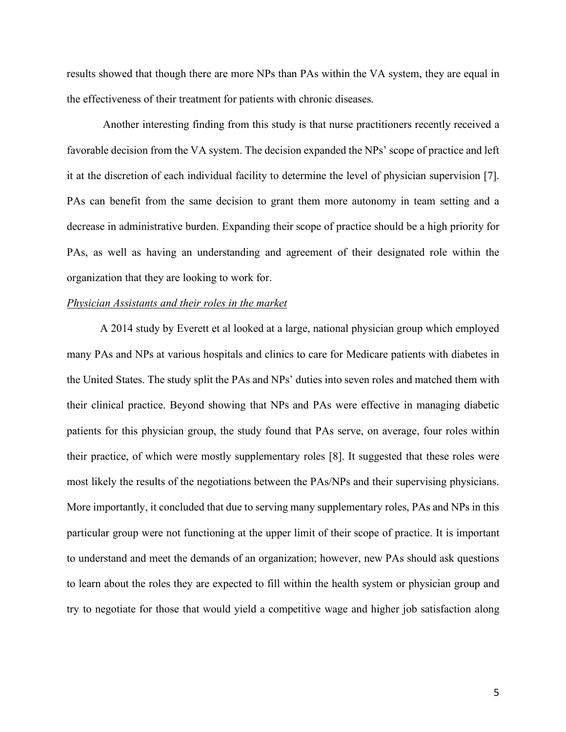results showed that though there are more NPs than PAs within the VA system, they are equal in the effectiveness of their treatment for patients with chronic diseases.

Another interesting finding from this study is that nurse practitioners recently received a favorable decision from the VA system. The decision expanded the NPs' scope of practice and left it at the discretion of each individual facility to determine the level of physician supervision [7]. PAs can benefit from the same decision to grant them more autonomy in team setting and a decrease in administrative burden. Expanding their scope of practice should be a high priority for PAs, as well as having an understanding and agreement of their designated role within the organization that they are looking to work for.

*Physician Assistants and their roles in the market*

A 2014 study by Everett et al looked at a large, national physician group which employed many PAs and NPs at various hospitals and clinics to care for Medicare patients with diabetes in the United States. The study split the PAs and NPs' duties into seven roles and matched them with their clinical practice. Beyond showing that NPs and PAs were effective in managing diabetic patients for this physician group, the study found that PAs serve, on average, four roles within their practice, of which were mostly supplementary roles [8]. It suggested that these roles were most likely the results of the negotiations between the PAs/NPs and their supervising physicians. More importantly, it concluded that due to serving many supplementary roles, PAs and NPs in this particular group were not functioning at the upper limit of their scope of practice. It is important to understand and meet the demands of an organization; however, new PAs should ask questions to learn about the roles they are expected to fill within the health system or physician group and try to negotiate for those that would yield a competitive wage and higher job satisfaction along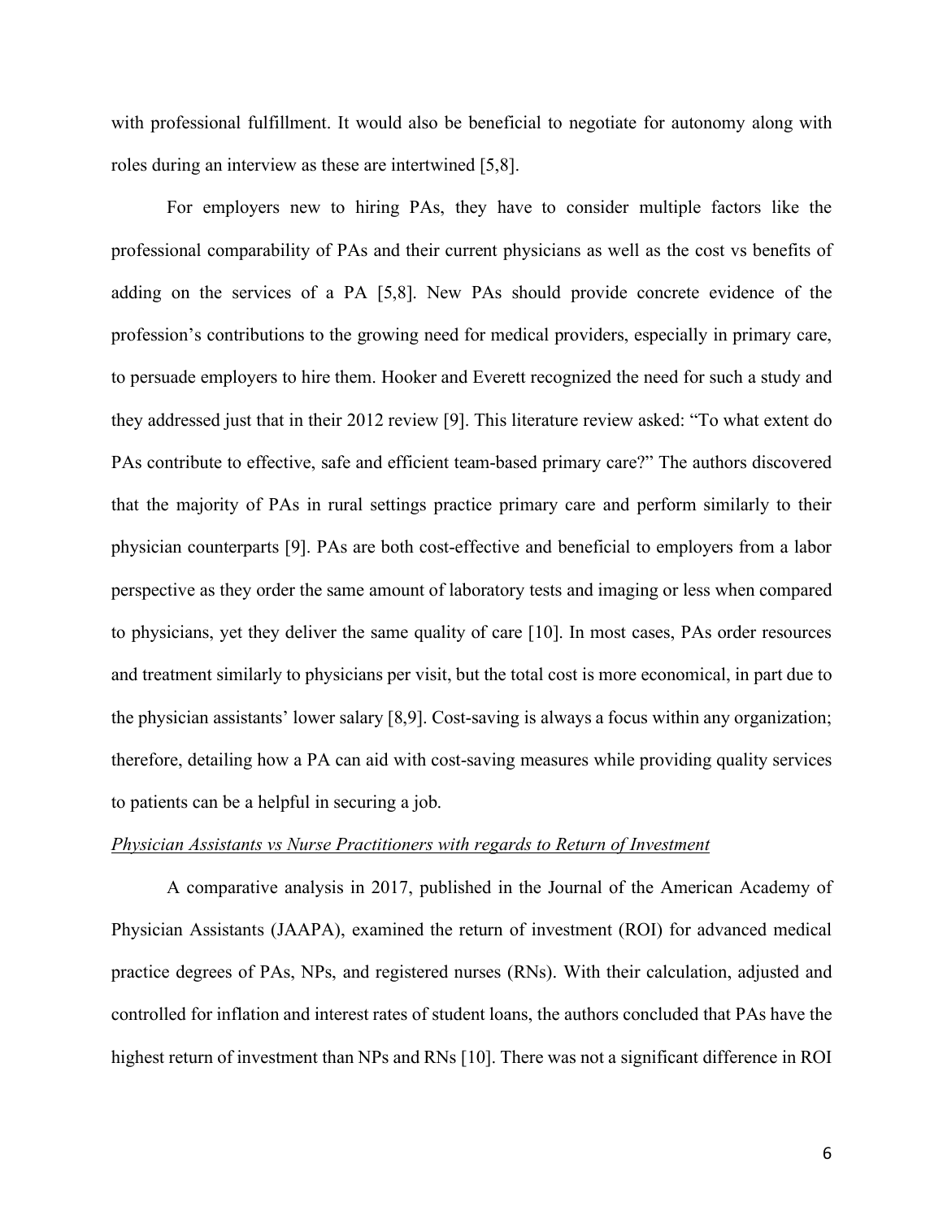with professional fulfillment. It would also be beneficial to negotiate for autonomy along with roles during an interview as these are intertwined [5,8].

For employers new to hiring PAs, they have to consider multiple factors like the professional comparability of PAs and their current physicians as well as the cost vs benefits of adding on the services of a PA [5,8]. New PAs should provide concrete evidence of the profession's contributions to the growing need for medical providers, especially in primary care, to persuade employers to hire them. Hooker and Everett recognized the need for such a study and they addressed just that in their 2012 review [9]. This literature review asked: "To what extent do PAs contribute to effective, safe and efficient team-based primary care?" The authors discovered that the majority of PAs in rural settings practice primary care and perform similarly to their physician counterparts [9]. PAs are both cost-effective and beneficial to employers from a labor perspective as they order the same amount of laboratory tests and imaging or less when compared to physicians, yet they deliver the same quality of care [10]. In most cases, PAs order resources and treatment similarly to physicians per visit, but the total cost is more economical, in part due to the physician assistants' lower salary [8,9]. Cost-saving is always a focus within any organization; therefore, detailing how a PA can aid with cost-saving measures while providing quality services to patients can be a helpful in securing a job.

*Physician Assistants vs Nurse Practitioners with regards to Return of Investment*

A comparative analysis in 2017, published in the Journal of the American Academy of Physician Assistants (JAAPA), examined the return of investment (ROI) for advanced medical practice degrees of PAs, NPs, and registered nurses (RNs). With their calculation, adjusted and controlled for inflation and interest rates of student loans, the authors concluded that PAs have the highest return of investment than NPs and RNs [10]. There was not a significant difference in ROI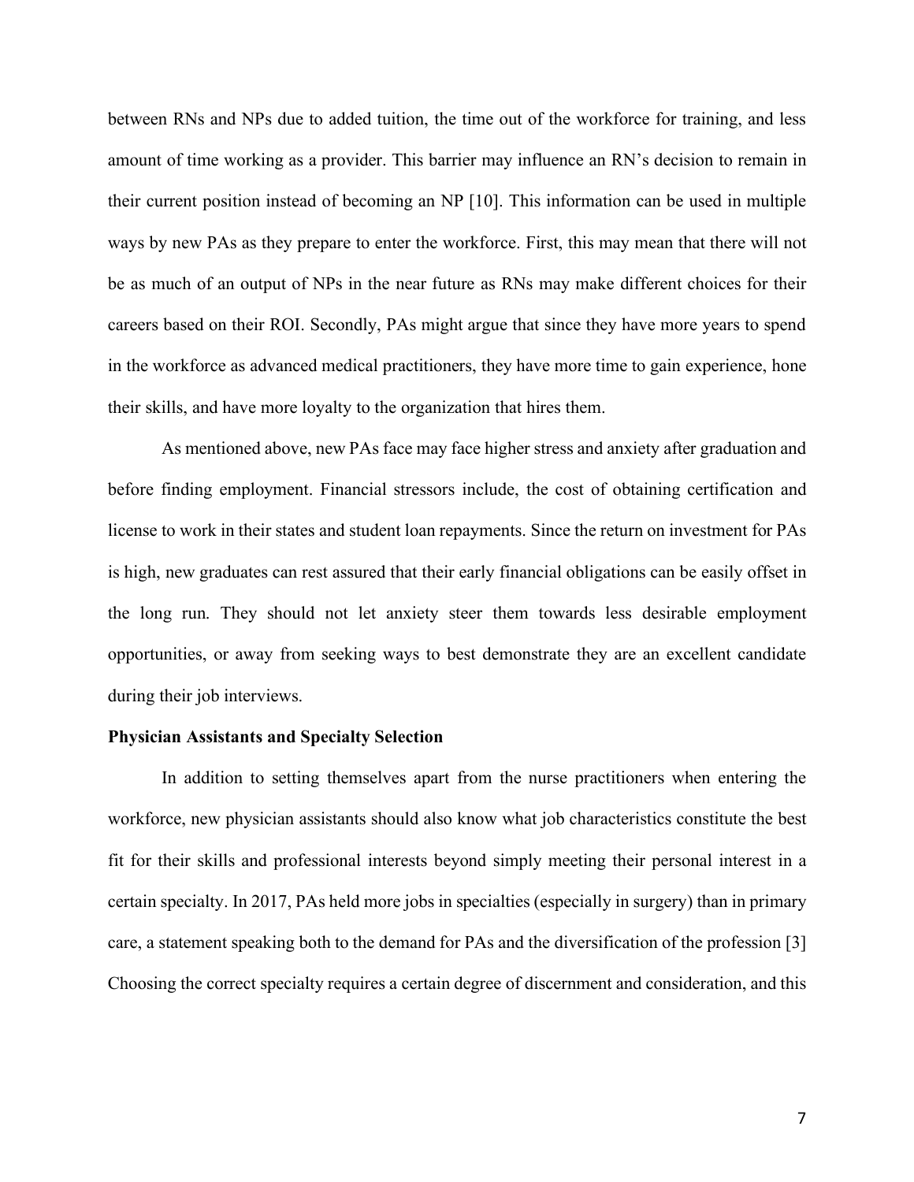between RNs and NPs due to added tuition, the time out of the workforce for training, and less amount of time working as a provider. This barrier may influence an RN's decision to remain in their current position instead of becoming an NP [10]. This information can be used in multiple ways by new PAs as they prepare to enter the workforce. First, this may mean that there will not be as much of an output of NPs in the near future as RNs may make different choices for their careers based on their ROI. Secondly, PAs might argue that since they have more years to spend in the workforce as advanced medical practitioners, they have more time to gain experience, hone their skills, and have more loyalty to the organization that hires them.

As mentioned above, new PAs face may face higher stress and anxiety after graduation and before finding employment. Financial stressors include, the cost of obtaining certification and license to work in their states and student loan repayments. Since the return on investment for PAs is high, new graduates can rest assured that their early financial obligations can be easily offset in the long run. They should not let anxiety steer them towards less desirable employment opportunities, or away from seeking ways to best demonstrate they are an excellent candidate during their job interviews.

**Physician Assistants and Specialty Selection**

In addition to setting themselves apart from the nurse practitioners when entering the workforce, new physician assistants should also know what job characteristics constitute the best fit for their skills and professional interests beyond simply meeting their personal interest in a certain specialty. In 2017, PAs held more jobs in specialties (especially in surgery) than in primary care, a statement speaking both to the demand for PAs and the diversification of the profession [3] Choosing the correct specialty requires a certain degree of discernment and consideration, and this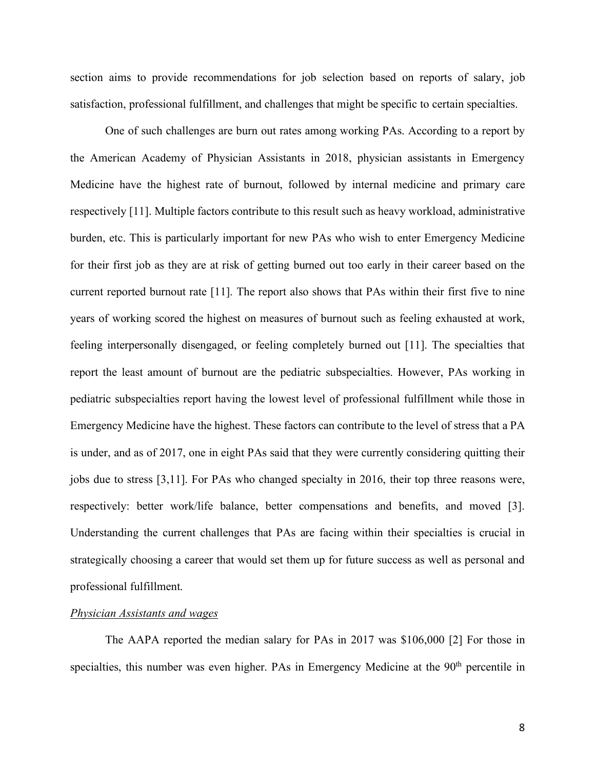section aims to provide recommendations for job selection based on reports of salary, job satisfaction, professional fulfillment, and challenges that might be specific to certain specialties.

One of such challenges are burn out rates among working PAs. According to a report by the American Academy of Physician Assistants in 2018, physician assistants in Emergency Medicine have the highest rate of burnout, followed by internal medicine and primary care respectively [11]. Multiple factors contribute to this result such as heavy workload, administrative burden, etc. This is particularly important for new PAs who wish to enter Emergency Medicine for their first job as they are at risk of getting burned out too early in their career based on the current reported burnout rate [11]. The report also shows that PAs within their first five to nine years of working scored the highest on measures of burnout such as feeling exhausted at work, feeling interpersonally disengaged, or feeling completely burned out [11]. The specialties that report the least amount of burnout are the pediatric subspecialties. However, PAs working in pediatric subspecialties report having the lowest level of professional fulfillment while those in Emergency Medicine have the highest. These factors can contribute to the level of stress that a PA is under, and as of 2017, one in eight PAs said that they were currently considering quitting their jobs due to stress [3,11]. For PAs who changed specialty in 2016, their top three reasons were, respectively: better work/life balance, better compensations and benefits, and moved [3]. Understanding the current challenges that PAs are facing within their specialties is crucial in strategically choosing a career that would set them up for future success as well as personal and professional fulfillment.

*Physician Assistants and wages*

The AAPA reported the median salary for PAs in 2017 was $106,000 [2] For those in specialties, this number was even higher. PAs in Emergency Medicine at the 90th percentile in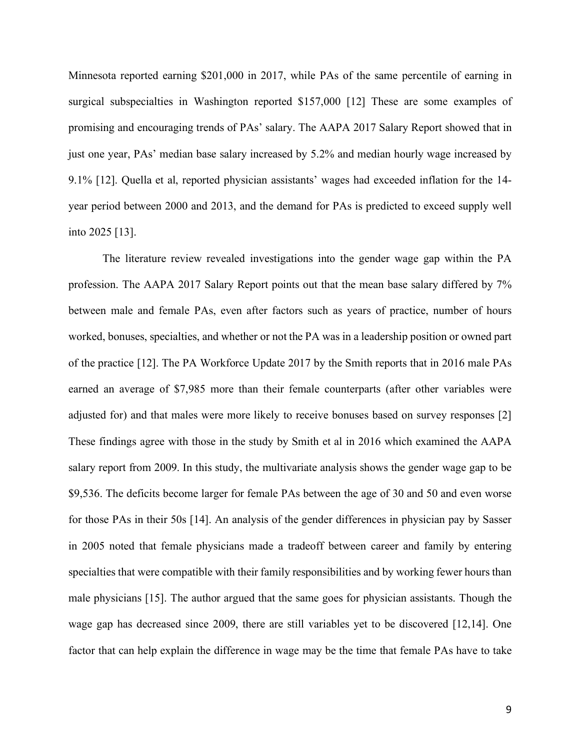Minnesota reported earning $201,000 in 2017, while PAs of the same percentile of earning in surgical subspecialties in Washington reported $157,000 [12] These are some examples of promising and encouraging trends of PAs' salary. The AAPA 2017 Salary Report showed that in just one year, PAs' median base salary increased by 5.2% and median hourly wage increased by 9.1% [12]. Quella et al, reported physician assistants' wages had exceeded inflation for the 14-year period between 2000 and 2013, and the demand for PAs is predicted to exceed supply well into 2025 [13].

The literature review revealed investigations into the gender wage gap within the PA profession. The AAPA 2017 Salary Report points out that the mean base salary differed by 7% between male and female PAs, even after factors such as years of practice, number of hours worked, bonuses, specialties, and whether or not the PA was in a leadership position or owned part of the practice [12]. The PA Workforce Update 2017 by the Smith reports that in 2016 male PAs earned an average of $7,985 more than their female counterparts (after other variables were adjusted for) and that males were more likely to receive bonuses based on survey responses [2] These findings agree with those in the study by Smith et al in 2016 which examined the AAPA salary report from 2009. In this study, the multivariate analysis shows the gender wage gap to be $9,536. The deficits become larger for female PAs between the age of 30 and 50 and even worse for those PAs in their 50s [14]. An analysis of the gender differences in physician pay by Sasser in 2005 noted that female physicians made a tradeoff between career and family by entering specialties that were compatible with their family responsibilities and by working fewer hours than male physicians [15]. The author argued that the same goes for physician assistants. Though the wage gap has decreased since 2009, there are still variables yet to be discovered [12,14]. One factor that can help explain the difference in wage may be the time that female PAs have to take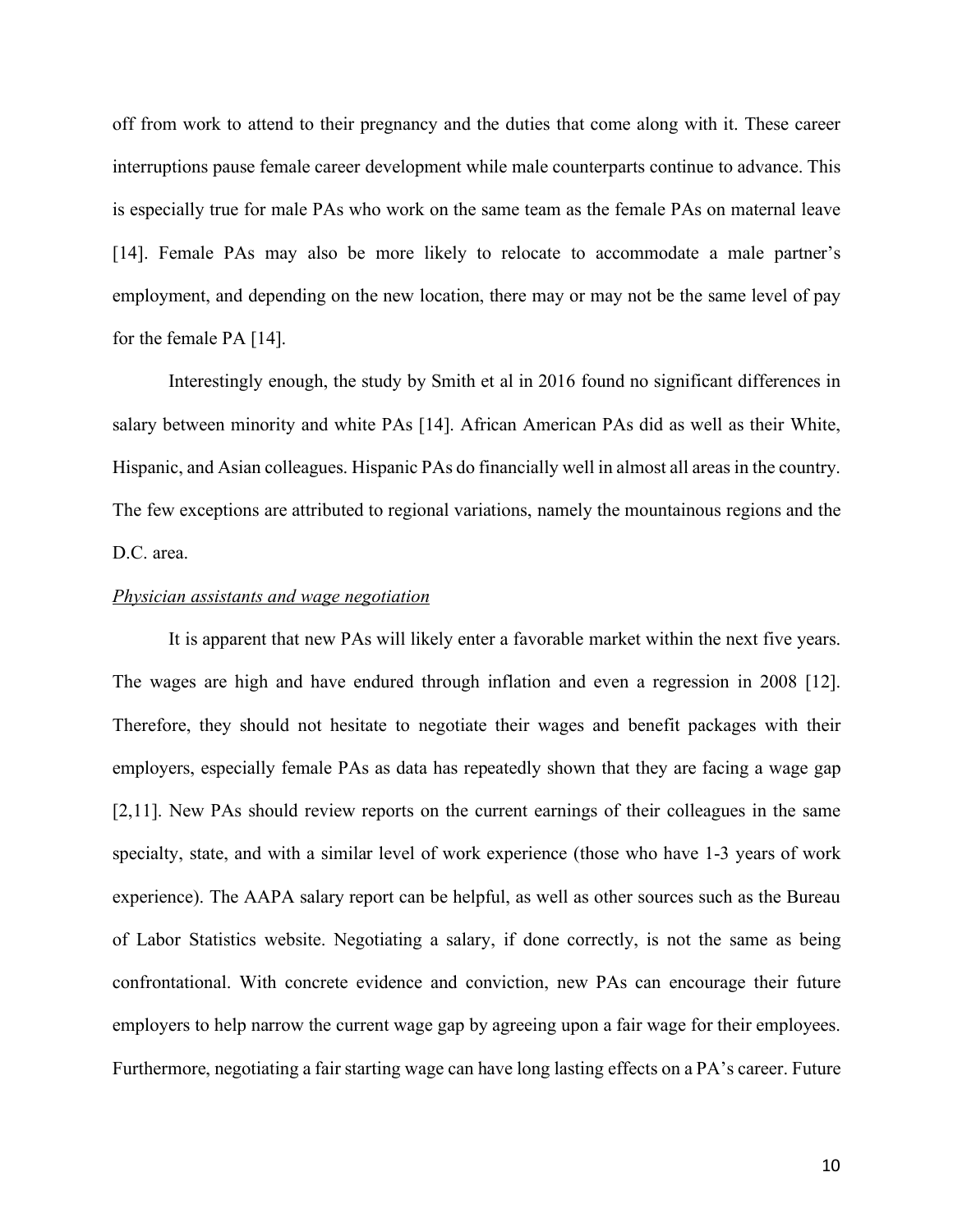off from work to attend to their pregnancy and the duties that come along with it. These career interruptions pause female career development while male counterparts continue to advance. This is especially true for male PAs who work on the same team as the female PAs on maternal leave [14]. Female PAs may also be more likely to relocate to accommodate a male partner's employment, and depending on the new location, there may or may not be the same level of pay for the female PA [14].

Interestingly enough, the study by Smith et al in 2016 found no significant differences in salary between minority and white PAs [14]. African American PAs did as well as their White, Hispanic, and Asian colleagues. Hispanic PAs do financially well in almost all areas in the country. The few exceptions are attributed to regional variations, namely the mountainous regions and the D.C. area.

*Physician assistants and wage negotiation*

It is apparent that new PAs will likely enter a favorable market within the next five years. The wages are high and have endured through inflation and even a regression in 2008 [12]. Therefore, they should not hesitate to negotiate their wages and benefit packages with their employers, especially female PAs as data has repeatedly shown that they are facing a wage gap [2,11]. New PAs should review reports on the current earnings of their colleagues in the same specialty, state, and with a similar level of work experience (those who have 1-3 years of work experience). The AAPA salary report can be helpful, as well as other sources such as the Bureau of Labor Statistics website. Negotiating a salary, if done correctly, is not the same as being confrontational. With concrete evidence and conviction, new PAs can encourage their future employers to help narrow the current wage gap by agreeing upon a fair wage for their employees. Furthermore, negotiating a fair starting wage can have long lasting effects on a PA's career. Future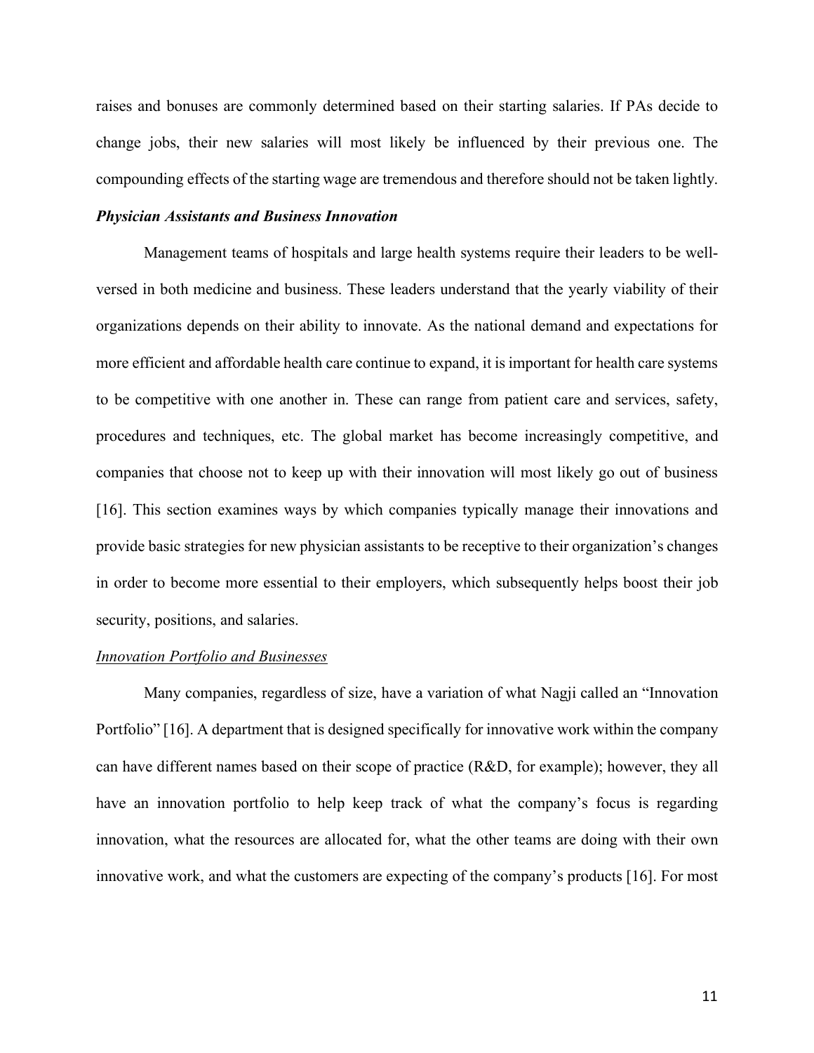raises and bonuses are commonly determined based on their starting salaries. If PAs decide to change jobs, their new salaries will most likely be influenced by their previous one. The compounding effects of the starting wage are tremendous and therefore should not be taken lightly.

### ***Physician Assistants and Business Innovation***

Management teams of hospitals and large health systems require their leaders to be well-versed in both medicine and business. These leaders understand that the yearly viability of their organizations depends on their ability to innovate. As the national demand and expectations for more efficient and affordable health care continue to expand, it is important for health care systems to be competitive with one another in. These can range from patient care and services, safety, procedures and techniques, etc. The global market has become increasingly competitive, and companies that choose not to keep up with their innovation will most likely go out of business [16]. This section examines ways by which companies typically manage their innovations and provide basic strategies for new physician assistants to be receptive to their organization's changes in order to become more essential to their employers, which subsequently helps boost their job security, positions, and salaries.

#### <u>*Innovation Portfolio and Businesses*</u>

Many companies, regardless of size, have a variation of what Nagji called an "Innovation Portfolio" [16]. A department that is designed specifically for innovative work within the company can have different names based on their scope of practice (R&D, for example); however, they all have an innovation portfolio to help keep track of what the company's focus is regarding innovation, what the resources are allocated for, what the other teams are doing with their own innovative work, and what the customers are expecting of the company's products [16]. For most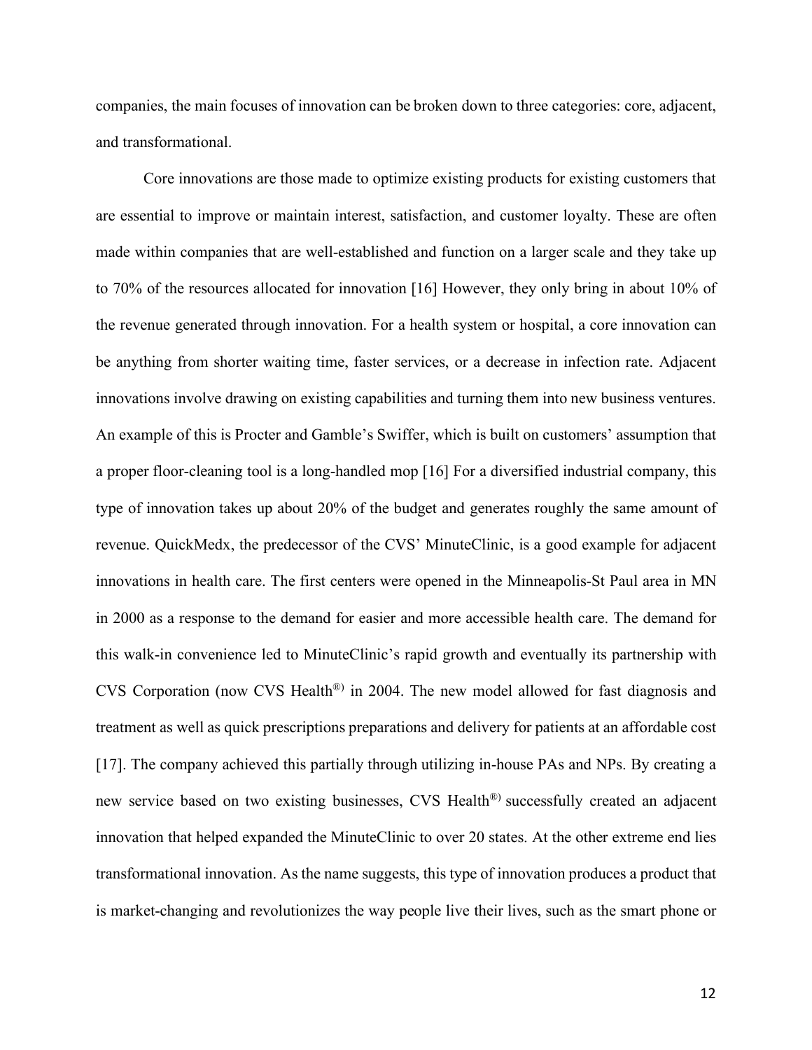companies, the main focuses of innovation can be broken down to three categories: core, adjacent, and transformational.

Core innovations are those made to optimize existing products for existing customers that are essential to improve or maintain interest, satisfaction, and customer loyalty. These are often made within companies that are well-established and function on a larger scale and they take up to 70% of the resources allocated for innovation [16] However, they only bring in about 10% of the revenue generated through innovation. For a health system or hospital, a core innovation can be anything from shorter waiting time, faster services, or a decrease in infection rate. Adjacent innovations involve drawing on existing capabilities and turning them into new business ventures. An example of this is Procter and Gamble's Swiffer, which is built on customers' assumption that a proper floor-cleaning tool is a long-handled mop [16] For a diversified industrial company, this type of innovation takes up about 20% of the budget and generates roughly the same amount of revenue. QuickMedx, the predecessor of the CVS' MinuteClinic, is a good example for adjacent innovations in health care. The first centers were opened in the Minneapolis-St Paul area in MN in 2000 as a response to the demand for easier and more accessible health care. The demand for this walk-in convenience led to MinuteClinic's rapid growth and eventually its partnership with CVS Corporation (now CVS Health®) in 2004. The new model allowed for fast diagnosis and treatment as well as quick prescriptions preparations and delivery for patients at an affordable cost [17]. The company achieved this partially through utilizing in-house PAs and NPs. By creating a new service based on two existing businesses, CVS Health®) successfully created an adjacent innovation that helped expanded the MinuteClinic to over 20 states. At the other extreme end lies transformational innovation. As the name suggests, this type of innovation produces a product that is market-changing and revolutionizes the way people live their lives, such as the smart phone or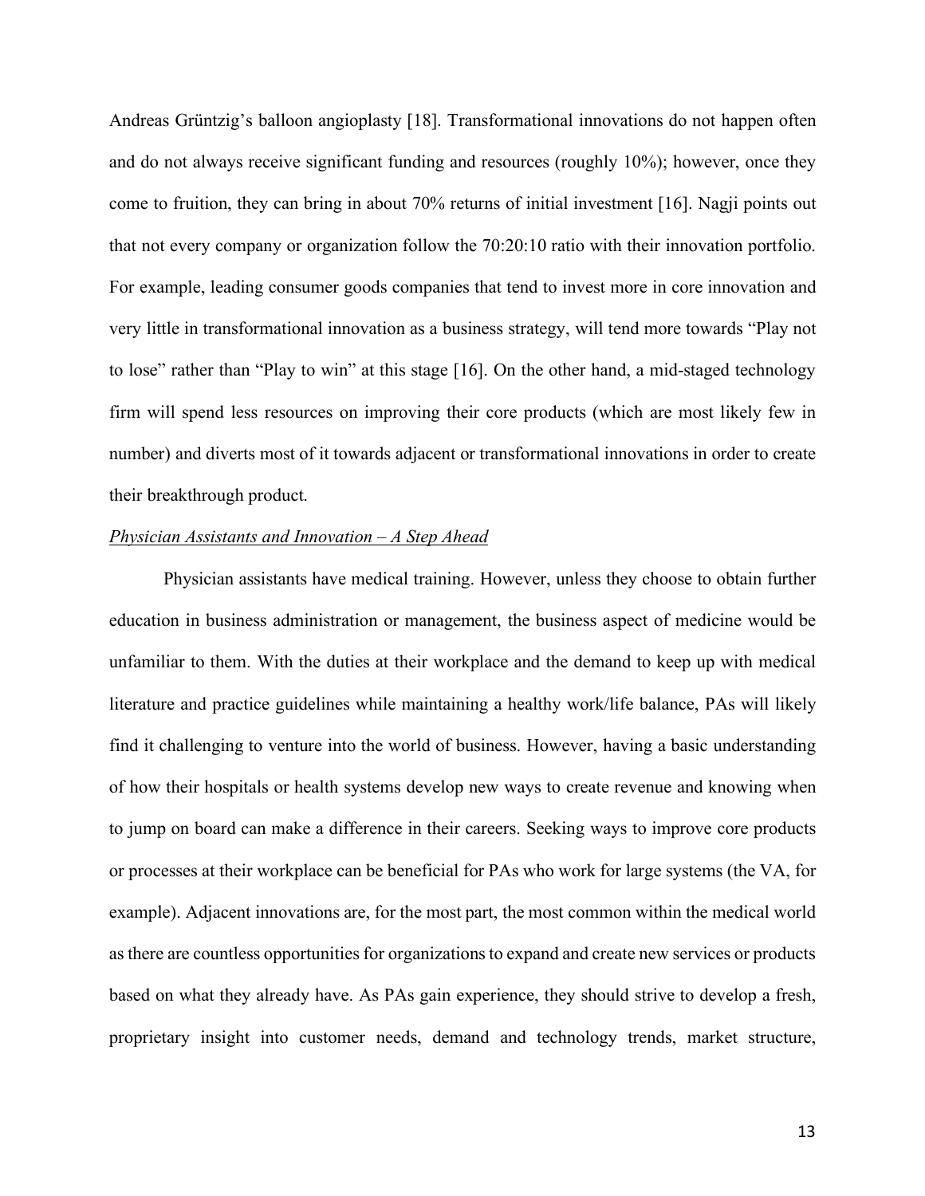Andreas Grüntzig's balloon angioplasty [18]. Transformational innovations do not happen often and do not always receive significant funding and resources (roughly 10%); however, once they come to fruition, they can bring in about 70% returns of initial investment [16]. Nagji points out that not every company or organization follow the 70:20:10 ratio with their innovation portfolio. For example, leading consumer goods companies that tend to invest more in core innovation and very little in transformational innovation as a business strategy, will tend more towards "Play not to lose" rather than "Play to win" at this stage [16]. On the other hand, a mid-staged technology firm will spend less resources on improving their core products (which are most likely few in number) and diverts most of it towards adjacent or transformational innovations in order to create their breakthrough product.

*<u>Physician Assistants and Innovation – A Step Ahead</u>*

Physician assistants have medical training. However, unless they choose to obtain further education in business administration or management, the business aspect of medicine would be unfamiliar to them. With the duties at their workplace and the demand to keep up with medical literature and practice guidelines while maintaining a healthy work/life balance, PAs will likely find it challenging to venture into the world of business. However, having a basic understanding of how their hospitals or health systems develop new ways to create revenue and knowing when to jump on board can make a difference in their careers. Seeking ways to improve core products or processes at their workplace can be beneficial for PAs who work for large systems (the VA, for example). Adjacent innovations are, for the most part, the most common within the medical world as there are countless opportunities for organizations to expand and create new services or products based on what they already have. As PAs gain experience, they should strive to develop a fresh, proprietary insight into customer needs, demand and technology trends, market structure,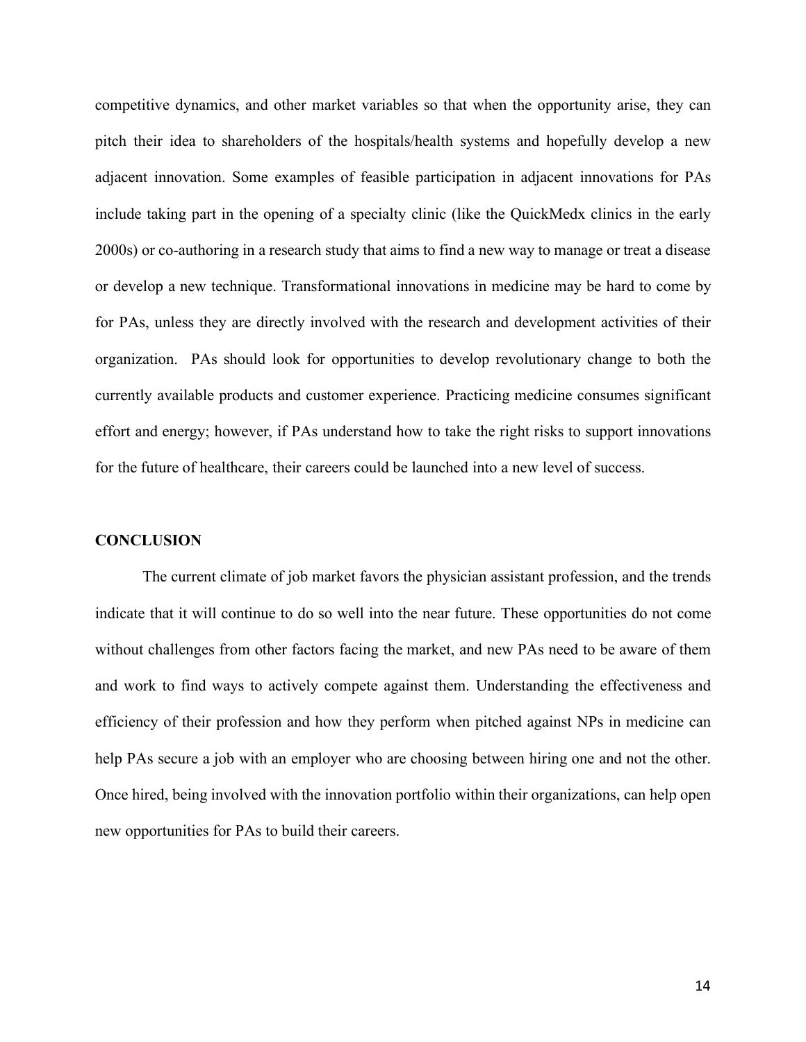competitive dynamics, and other market variables so that when the opportunity arise, they can pitch their idea to shareholders of the hospitals/health systems and hopefully develop a new adjacent innovation. Some examples of feasible participation in adjacent innovations for PAs include taking part in the opening of a specialty clinic (like the QuickMedx clinics in the early 2000s) or co-authoring in a research study that aims to find a new way to manage or treat a disease or develop a new technique. Transformational innovations in medicine may be hard to come by for PAs, unless they are directly involved with the research and development activities of their organization. PAs should look for opportunities to develop revolutionary change to both the currently available products and customer experience. Practicing medicine consumes significant effort and energy; however, if PAs understand how to take the right risks to support innovations for the future of healthcare, their careers could be launched into a new level of success.

## CONCLUSION

The current climate of job market favors the physician assistant profession, and the trends indicate that it will continue to do so well into the near future. These opportunities do not come without challenges from other factors facing the market, and new PAs need to be aware of them and work to find ways to actively compete against them. Understanding the effectiveness and efficiency of their profession and how they perform when pitched against NPs in medicine can help PAs secure a job with an employer who are choosing between hiring one and not the other. Once hired, being involved with the innovation portfolio within their organizations, can help open new opportunities for PAs to build their careers.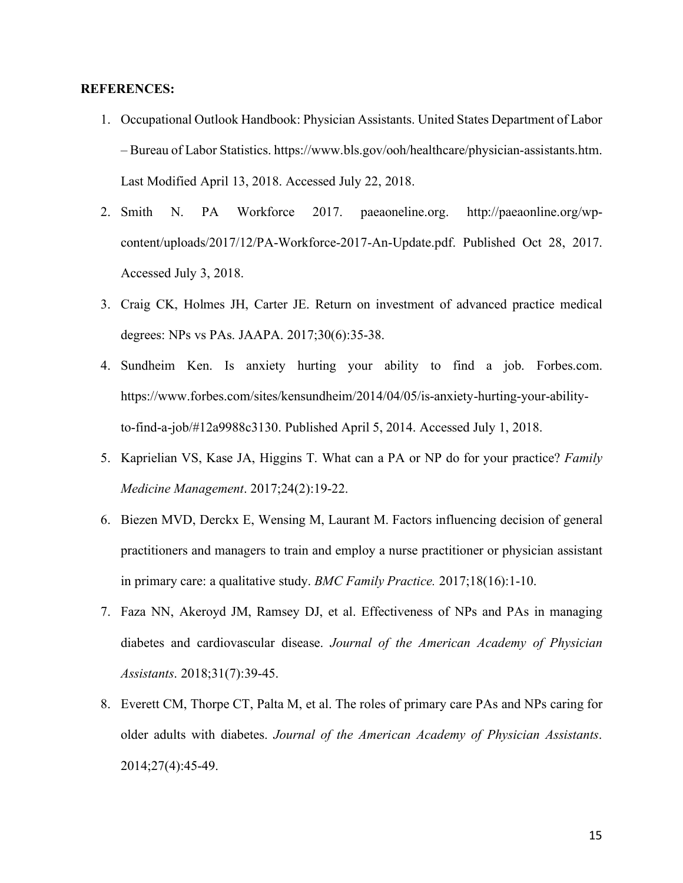**REFERENCES:**

1. Occupational Outlook Handbook: Physician Assistants. United States Department of Labor – Bureau of Labor Statistics. https://www.bls.gov/ooh/healthcare/physician-assistants.htm. Last Modified April 13, 2018. Accessed July 22, 2018.
2. Smith N. PA Workforce 2017. paeaoneline.org. http://paeaonline.org/wp-content/uploads/2017/12/PA-Workforce-2017-An-Update.pdf. Published Oct 28, 2017. Accessed July 3, 2018.
3. Craig CK, Holmes JH, Carter JE. Return on investment of advanced practice medical degrees: NPs vs PAs. JAAPA. 2017;30(6):35-38.
4. Sundheim Ken. Is anxiety hurting your ability to find a job. Forbes.com. https://www.forbes.com/sites/kensundheim/2014/04/05/is-anxiety-hurting-your-ability-to-find-a-job/#12a9988c3130. Published April 5, 2014. Accessed July 1, 2018.
5. Kaprielian VS, Kase JA, Higgins T. What can a PA or NP do for your practice? *Family Medicine Management*. 2017;24(2):19-22.
6. Biezen MVD, Derckx E, Wensing M, Laurant M. Factors influencing decision of general practitioners and managers to train and employ a nurse practitioner or physician assistant in primary care: a qualitative study. *BMC Family Practice.* 2017;18(16):1-10.
7. Faza NN, Akeroyd JM, Ramsey DJ, et al. Effectiveness of NPs and PAs in managing diabetes and cardiovascular disease. *Journal of the American Academy of Physician Assistants*. 2018;31(7):39-45.
8. Everett CM, Thorpe CT, Palta M, et al. The roles of primary care PAs and NPs caring for older adults with diabetes. *Journal of the American Academy of Physician Assistants*. 2014;27(4):45-49.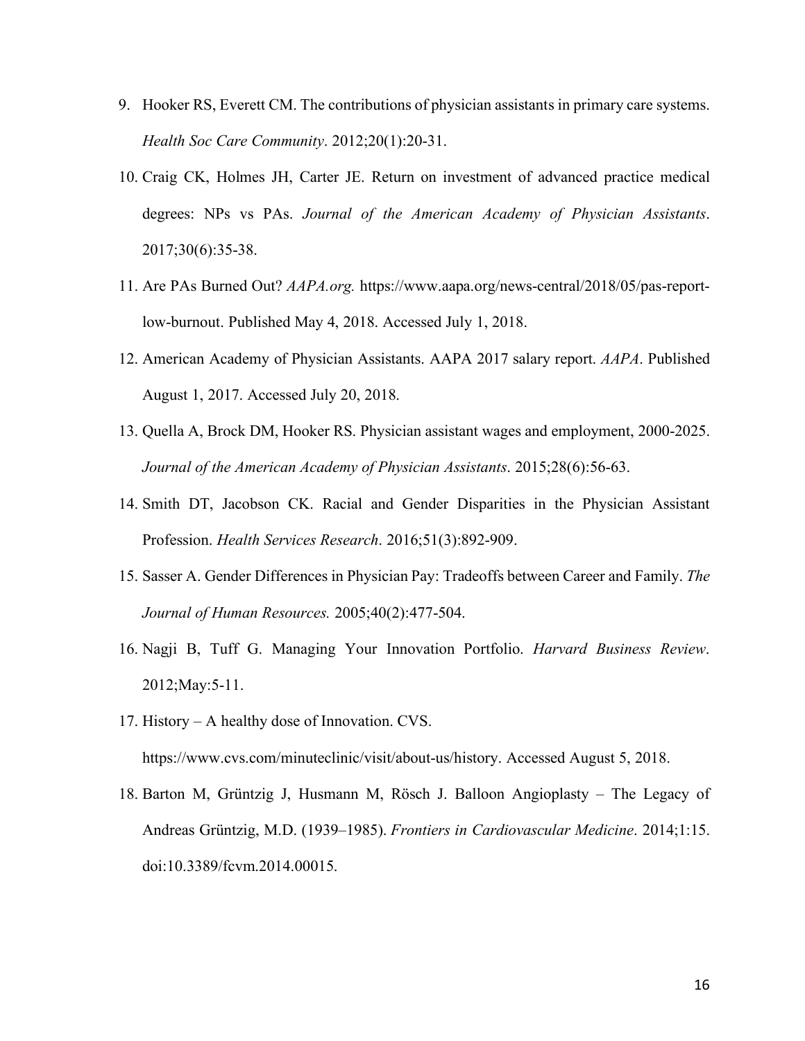9. Hooker RS, Everett CM. The contributions of physician assistants in primary care systems. *Health Soc Care Community*. 2012;20(1):20-31.
10. Craig CK, Holmes JH, Carter JE. Return on investment of advanced practice medical degrees: NPs vs PAs. *Journal of the American Academy of Physician Assistants*. 2017;30(6):35-38.
11. Are PAs Burned Out? *AAPA.org.* https://www.aapa.org/news-central/2018/05/pas-report-low-burnout. Published May 4, 2018. Accessed July 1, 2018.
12. American Academy of Physician Assistants. AAPA 2017 salary report. *AAPA*. Published August 1, 2017. Accessed July 20, 2018.
13. Quella A, Brock DM, Hooker RS. Physician assistant wages and employment, 2000-2025. *Journal of the American Academy of Physician Assistants*. 2015;28(6):56-63.
14. Smith DT, Jacobson CK. Racial and Gender Disparities in the Physician Assistant Profession. *Health Services Research*. 2016;51(3):892-909.
15. Sasser A. Gender Differences in Physician Pay: Tradeoffs between Career and Family. *The Journal of Human Resources.* 2005;40(2):477-504.
16. Nagji B, Tuff G. Managing Your Innovation Portfolio. *Harvard Business Review*. 2012;May:5-11.
17. History – A healthy dose of Innovation. CVS. https://www.cvs.com/minuteclinic/visit/about-us/history. Accessed August 5, 2018.
18. Barton M, Grüntzig J, Husmann M, Rösch J. Balloon Angioplasty – The Legacy of Andreas Grüntzig, M.D. (1939–1985). *Frontiers in Cardiovascular Medicine*. 2014;1:15. doi:10.3389/fcvm.2014.00015.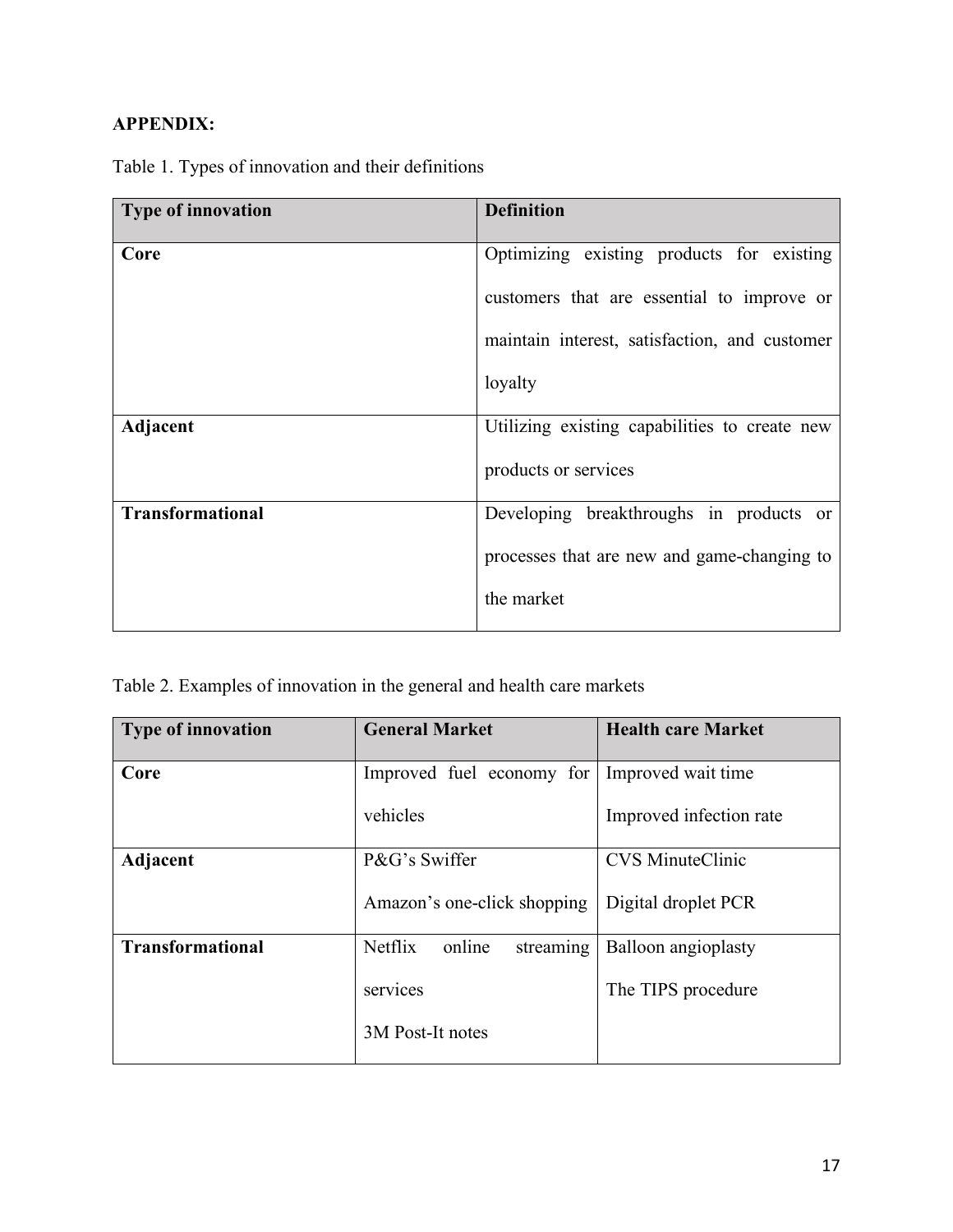**APPENDIX:**

Table 1. Types of innovation and their definitions

| **Type of innovation** | **Definition** |
|---|---|
| **Core** | Optimizing existing products for existing customers that are essential to improve or maintain interest, satisfaction, and customer loyalty |
| **Adjacent** | Utilizing existing capabilities to create new products or services |
| **Transformational** | Developing breakthroughs in products or processes that are new and game-changing to the market |

Table 2. Examples of innovation in the general and health care markets

| **Type of innovation** | **General Market** | **Health care Market** |
|---|---|---|
| **Core** | Improved fuel economy for vehicles | Improved wait time<br>Improved infection rate |
| **Adjacent** | P&G's Swiffer<br>Amazon's one-click shopping | CVS MinuteClinic<br>Digital droplet PCR |
| **Transformational** | Netflix online streaming services<br>3M Post-It notes | Balloon angioplasty<br>The TIPS procedure |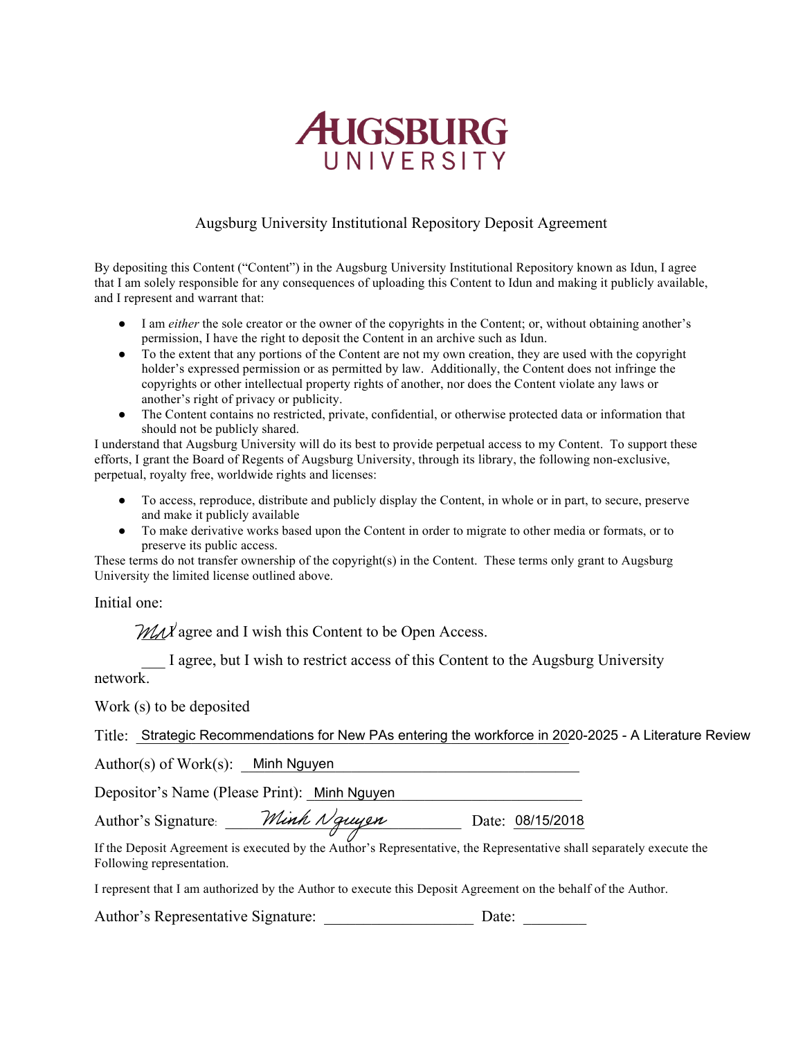# AUGSBURG UNIVERSITY

Augsburg University Institutional Repository Deposit Agreement

By depositing this Content ("Content") in the Augsburg University Institutional Repository known as Idun, I agree that I am solely responsible for any consequences of uploading this Content to Idun and making it publicly available, and I represent and warrant that:

- I am *either* the sole creator or the owner of the copyrights in the Content; or, without obtaining another's permission, I have the right to deposit the Content in an archive such as Idun.
- To the extent that any portions of the Content are not my own creation, they are used with the copyright holder's expressed permission or as permitted by law. Additionally, the Content does not infringe the copyrights or other intellectual property rights of another, nor does the Content violate any laws or another's right of privacy or publicity.
- The Content contains no restricted, private, confidential, or otherwise protected data or information that should not be publicly shared.

I understand that Augsburg University will do its best to provide perpetual access to my Content. To support these efforts, I grant the Board of Regents of Augsburg University, through its library, the following non-exclusive, perpetual, royalty free, worldwide rights and licenses:

- To access, reproduce, distribute and publicly display the Content, in whole or in part, to secure, preserve and make it publicly available
- To make derivative works based upon the Content in order to migrate to other media or formats, or to preserve its public access.

These terms do not transfer ownership of the copyright(s) in the Content. These terms only grant to Augsburg University the limited license outlined above.

Initial one:

MN I agree and I wish this Content to be Open Access.

___ I agree, but I wish to restrict access of this Content to the Augsburg University network.

Work (s) to be deposited

Title: Strategic Recommendations for New PAs entering the workforce in 2020-2025 - A Literature Review

Author(s) of Work(s): Minh Nguyen

Depositor's Name (Please Print): Minh Nguyen

Author's Signature: Minh Nguyen    Date: 08/15/2018

If the Deposit Agreement is executed by the Author's Representative, the Representative shall separately execute the Following representation.

I represent that I am authorized by the Author to execute this Deposit Agreement on the behalf of the Author.

Author's Representative Signature: ___________________ Date: ________